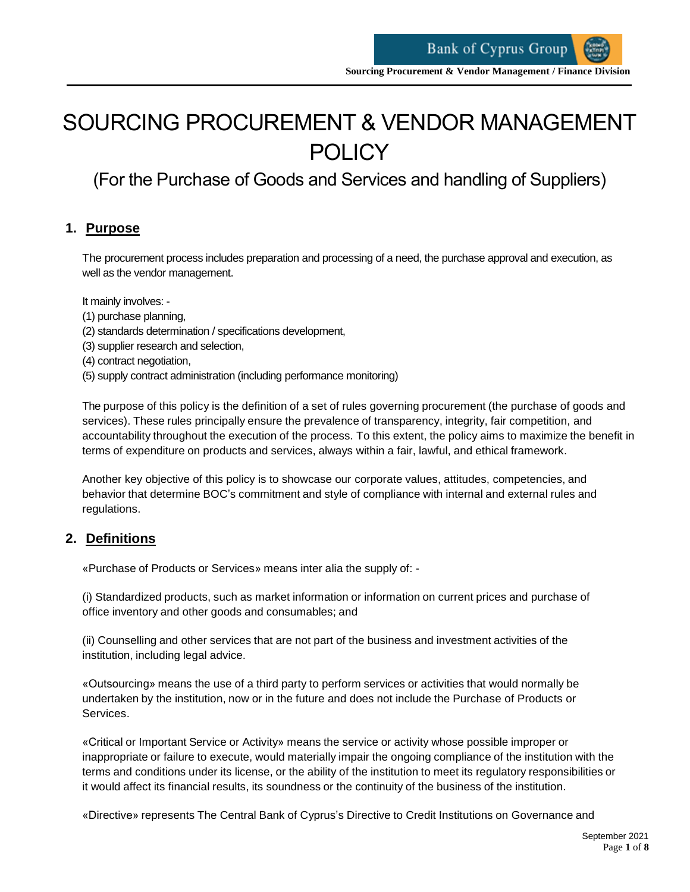# SOURCING PROCUREMENT & VENDOR MANAGEMENT POLICY

## (For the Purchase of Goods and Services and handling of Suppliers)

## 1. Purpose

The procurement process includes preparation and processing of a need, the purchase approval and execution, as well as the vendor management.

It mainly involves: -
(1) purchase planning,
(2) standards determination / specifications development,
(3) supplier research and selection,
(4) contract negotiation,
(5) supply contract administration (including performance monitoring)

The purpose of this policy is the definition of a set of rules governing procurement (the purchase of goods and services). These rules principally ensure the prevalence of transparency, integrity, fair competition, and accountability throughout the execution of the process. To this extent, the policy aims to maximize the benefit in terms of expenditure on products and services, always within a fair, lawful, and ethical framework.

Another key objective of this policy is to showcase our corporate values, attitudes, competencies, and behavior that determine BOC's commitment and style of compliance with internal and external rules and regulations.

## 2. Definitions

«Purchase of Products or Services» means inter alia the supply of: -

(i) Standardized products, such as market information or information on current prices and purchase of office inventory and other goods and consumables; and

(ii) Counselling and other services that are not part of the business and investment activities of the institution, including legal advice.

«Outsourcing» means the use of a third party to perform services or activities that would normally be undertaken by the institution, now or in the future and does not include the Purchase of Products or Services.

«Critical or Important Service or Activity» means the service or activity whose possible improper or inappropriate or failure to execute, would materially impair the ongoing compliance of the institution with the terms and conditions under its license, or the ability of the institution to meet its regulatory responsibilities or it would affect its financial results, its soundness or the continuity of the business of the institution.

«Directive» represents The Central Bank of Cyprus's Directive to Credit Institutions on Governance and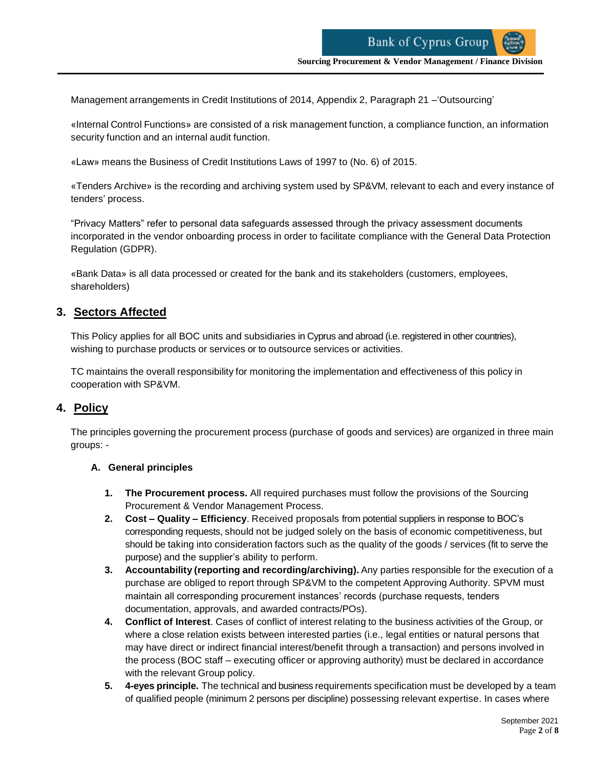Management arrangements in Credit Institutions of 2014, Appendix 2, Paragraph 21 –'Outsourcing'

«Internal Control Functions» are consisted of a risk management function, a compliance function, an information security function and an internal audit function.

«Law» means the Business of Credit Institutions Laws of 1997 to (No. 6) of 2015.

«Tenders Archive» is the recording and archiving system used by SP&VM, relevant to each and every instance of tenders' process.

"Privacy Matters" refer to personal data safeguards assessed through the privacy assessment documents incorporated in the vendor onboarding process in order to facilitate compliance with the General Data Protection Regulation (GDPR).

«Bank Data» is all data processed or created for the bank and its stakeholders (customers, employees, shareholders)

## 3. Sectors Affected

This Policy applies for all BOC units and subsidiaries in Cyprus and abroad (i.e. registered in other countries), wishing to purchase products or services or to outsource services or activities.

TC maintains the overall responsibility for monitoring the implementation and effectiveness of this policy in cooperation with SP&VM.

## 4. Policy

The principles governing the procurement process (purchase of goods and services) are organized in three main groups: -

### A. General principles

1. **The Procurement process.** All required purchases must follow the provisions of the Sourcing Procurement & Vendor Management Process.
2. **Cost – Quality – Efficiency**. Received proposals from potential suppliers in response to BOC's corresponding requests, should not be judged solely on the basis of economic competitiveness, but should be taking into consideration factors such as the quality of the goods / services (fit to serve the purpose) and the supplier's ability to perform.
3. **Accountability (reporting and recording/archiving).** Any parties responsible for the execution of a purchase are obliged to report through SP&VM to the competent Approving Authority. SPVM must maintain all corresponding procurement instances' records (purchase requests, tenders documentation, approvals, and awarded contracts/POs).
4. **Conflict of Interest**. Cases of conflict of interest relating to the business activities of the Group, or where a close relation exists between interested parties (i.e., legal entities or natural persons that may have direct or indirect financial interest/benefit through a transaction) and persons involved in the process (BOC staff – executing officer or approving authority) must be declared in accordance with the relevant Group policy.
5. **4-eyes principle.** The technical and business requirements specification must be developed by a team of qualified people (minimum 2 persons per discipline) possessing relevant expertise. In cases where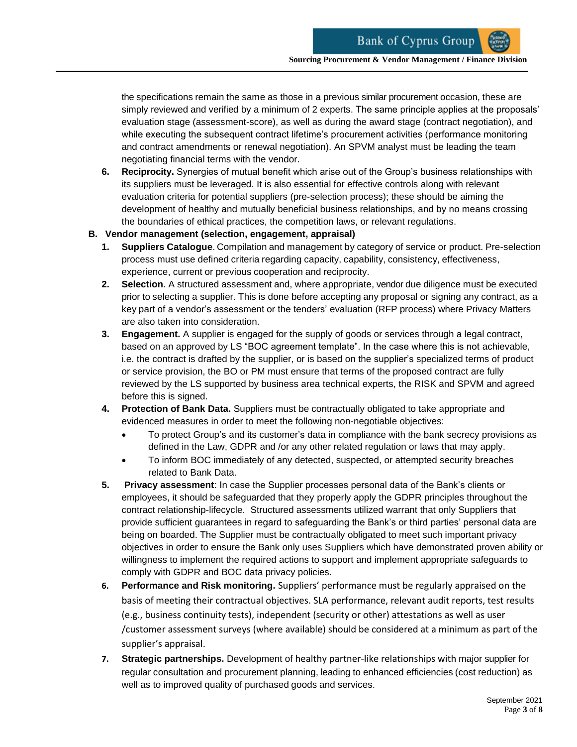the specifications remain the same as those in a previous similar procurement occasion, these are simply reviewed and verified by a minimum of 2 experts. The same principle applies at the proposals' evaluation stage (assessment-score), as well as during the award stage (contract negotiation), and while executing the subsequent contract lifetime's procurement activities (performance monitoring and contract amendments or renewal negotiation). An SPVM analyst must be leading the team negotiating financial terms with the vendor.

6. **Reciprocity.** Synergies of mutual benefit which arise out of the Group's business relationships with its suppliers must be leveraged. It is also essential for effective controls along with relevant evaluation criteria for potential suppliers (pre-selection process); these should be aiming the development of healthy and mutually beneficial business relationships, and by no means crossing the boundaries of ethical practices, the competition laws, or relevant regulations.

**B. Vendor management (selection, engagement, appraisal)**

1. **Suppliers Catalogue**. Compilation and management by category of service or product. Pre-selection process must use defined criteria regarding capacity, capability, consistency, effectiveness, experience, current or previous cooperation and reciprocity.
2. **Selection**. A structured assessment and, where appropriate, vendor due diligence must be executed prior to selecting a supplier. This is done before accepting any proposal or signing any contract, as a key part of a vendor's assessment or the tenders' evaluation (RFP process) where Privacy Matters are also taken into consideration.
3. **Engagement.** A supplier is engaged for the supply of goods or services through a legal contract, based on an approved by LS "BOC agreement template". In the case where this is not achievable, i.e. the contract is drafted by the supplier, or is based on the supplier's specialized terms of product or service provision, the BO or PM must ensure that terms of the proposed contract are fully reviewed by the LS supported by business area technical experts, the RISK and SPVM and agreed before this is signed.
4. **Protection of Bank Data.** Suppliers must be contractually obligated to take appropriate and evidenced measures in order to meet the following non-negotiable objectives:
   - To protect Group's and its customer's data in compliance with the bank secrecy provisions as defined in the Law, GDPR and /or any other related regulation or laws that may apply.
   - To inform BOC immediately of any detected, suspected, or attempted security breaches related to Bank Data.
5. **Privacy assessment**: In case the Supplier processes personal data of the Bank's clients or employees, it should be safeguarded that they properly apply the GDPR principles throughout the contract relationship-lifecycle. Structured assessments utilized warrant that only Suppliers that provide sufficient guarantees in regard to safeguarding the Bank's or third parties' personal data are being on boarded. The Supplier must be contractually obligated to meet such important privacy objectives in order to ensure the Bank only uses Suppliers which have demonstrated proven ability or willingness to implement the required actions to support and implement appropriate safeguards to comply with GDPR and BOC data privacy policies.
6. **Performance and Risk monitoring.** Suppliers' performance must be regularly appraised on the basis of meeting their contractual objectives. SLA performance, relevant audit reports, test results (e.g., business continuity tests), independent (security or other) attestations as well as user /customer assessment surveys (where available) should be considered at a minimum as part of the supplier's appraisal.
7. **Strategic partnerships.** Development of healthy partner-like relationships with major supplier for regular consultation and procurement planning, leading to enhanced efficiencies (cost reduction) as well as to improved quality of purchased goods and services.

September 2021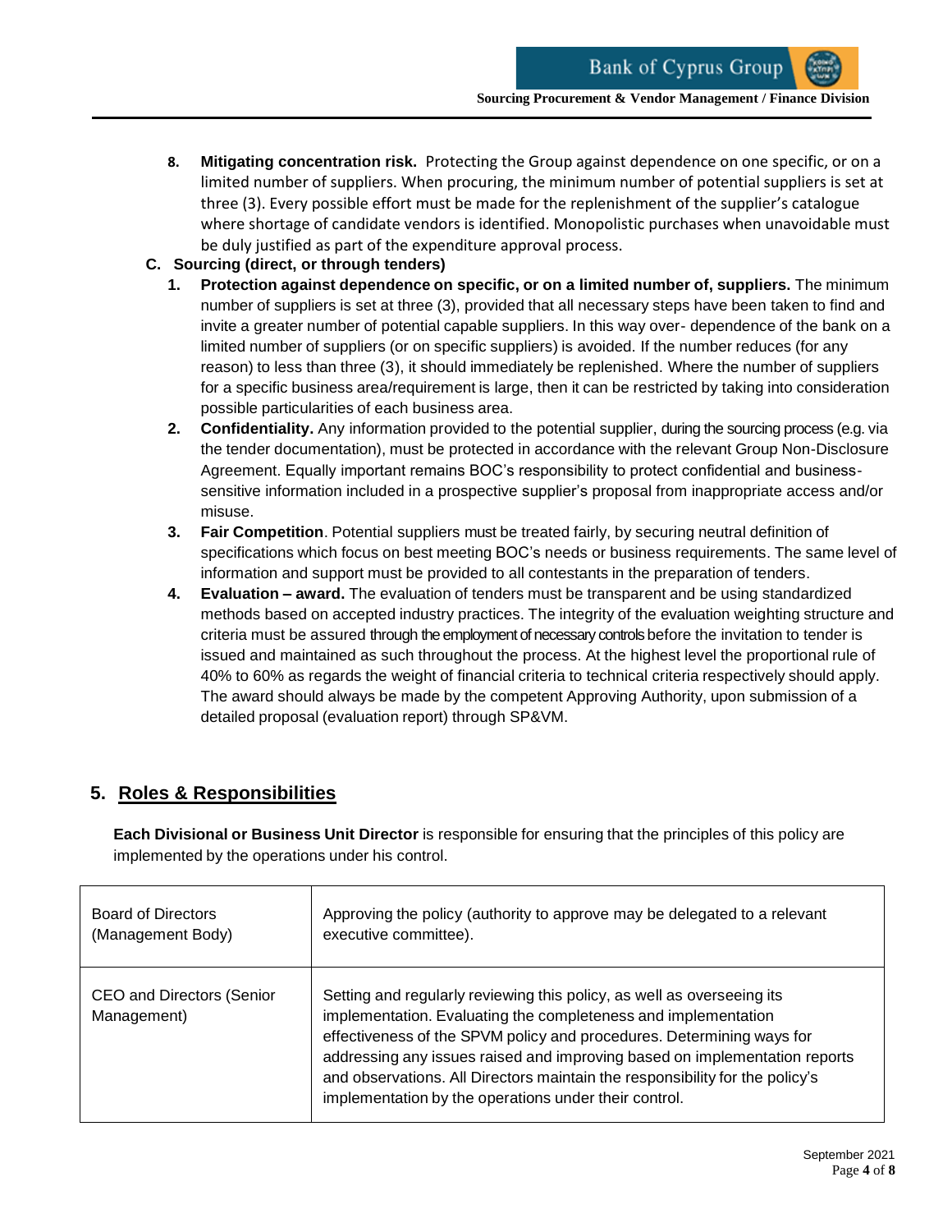8. **Mitigating concentration risk.** Protecting the Group against dependence on one specific, or on a limited number of suppliers. When procuring, the minimum number of potential suppliers is set at three (3). Every possible effort must be made for the replenishment of the supplier's catalogue where shortage of candidate vendors is identified. Monopolistic purchases when unavoidable must be duly justified as part of the expenditure approval process.

**C. Sourcing (direct, or through tenders)**

1. **Protection against dependence on specific, or on a limited number of, suppliers.** The minimum number of suppliers is set at three (3), provided that all necessary steps have been taken to find and invite a greater number of potential capable suppliers. In this way over- dependence of the bank on a limited number of suppliers (or on specific suppliers) is avoided. If the number reduces (for any reason) to less than three (3), it should immediately be replenished. Where the number of suppliers for a specific business area/requirement is large, then it can be restricted by taking into consideration possible particularities of each business area.
2. **Confidentiality.** Any information provided to the potential supplier, during the sourcing process (e.g. via the tender documentation), must be protected in accordance with the relevant Group Non-Disclosure Agreement. Equally important remains BOC's responsibility to protect confidential and business-sensitive information included in a prospective supplier's proposal from inappropriate access and/or misuse.
3. **Fair Competition**. Potential suppliers must be treated fairly, by securing neutral definition of specifications which focus on best meeting BOC's needs or business requirements. The same level of information and support must be provided to all contestants in the preparation of tenders.
4. **Evaluation – award.** The evaluation of tenders must be transparent and be using standardized methods based on accepted industry practices. The integrity of the evaluation weighting structure and criteria must be assured through the employment of necessary controls before the invitation to tender is issued and maintained as such throughout the process. At the highest level the proportional rule of 40% to 60% as regards the weight of financial criteria to technical criteria respectively should apply. The award should always be made by the competent Approving Authority, upon submission of a detailed proposal (evaluation report) through SP&VM.

## 5. Roles & Responsibilities

**Each Divisional or Business Unit Director** is responsible for ensuring that the principles of this policy are implemented by the operations under his control.

| | |
|---|---|
| Board of Directors (Management Body) | Approving the policy (authority to approve may be delegated to a relevant executive committee). |
| CEO and Directors (Senior Management) | Setting and regularly reviewing this policy, as well as overseeing its implementation. Evaluating the completeness and implementation effectiveness of the SPVM policy and procedures. Determining ways for addressing any issues raised and improving based on implementation reports and observations. All Directors maintain the responsibility for the policy's implementation by the operations under their control. |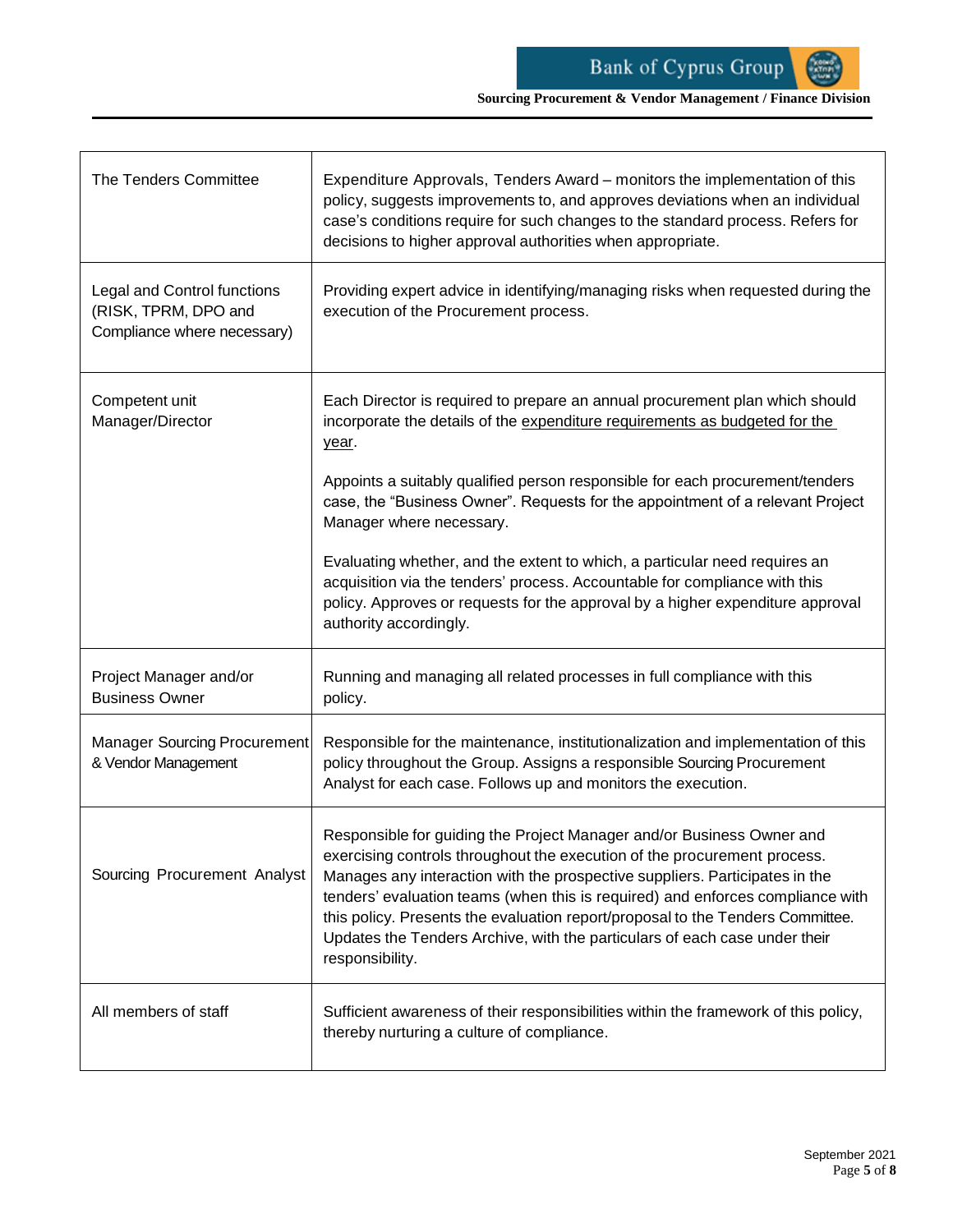| | |
|---|---|
| The Tenders Committee | Expenditure Approvals, Tenders Award – monitors the implementation of this policy, suggests improvements to, and approves deviations when an individual case's conditions require for such changes to the standard process. Refers for decisions to higher approval authorities when appropriate. |
| Legal and Control functions (RISK, TPRM, DPO and Compliance where necessary) | Providing expert advice in identifying/managing risks when requested during the execution of the Procurement process. |
| Competent unit Manager/Director | Each Director is required to prepare an annual procurement plan which should incorporate the details of the expenditure requirements as budgeted for the year.<br><br>Appoints a suitably qualified person responsible for each procurement/tenders case, the "Business Owner". Requests for the appointment of a relevant Project Manager where necessary.<br><br>Evaluating whether, and the extent to which, a particular need requires an acquisition via the tenders' process. Accountable for compliance with this policy. Approves or requests for the approval by a higher expenditure approval authority accordingly. |
| Project Manager and/or Business Owner | Running and managing all related processes in full compliance with this policy. |
| Manager Sourcing Procurement & Vendor Management | Responsible for the maintenance, institutionalization and implementation of this policy throughout the Group. Assigns a responsible Sourcing Procurement Analyst for each case. Follows up and monitors the execution. |
| Sourcing Procurement Analyst | Responsible for guiding the Project Manager and/or Business Owner and exercising controls throughout the execution of the procurement process. Manages any interaction with the prospective suppliers. Participates in the tenders' evaluation teams (when this is required) and enforces compliance with this policy. Presents the evaluation report/proposal to the Tenders Committee. Updates the Tenders Archive, with the particulars of each case under their responsibility. |
| All members of staff | Sufficient awareness of their responsibilities within the framework of this policy, thereby nurturing a culture of compliance. |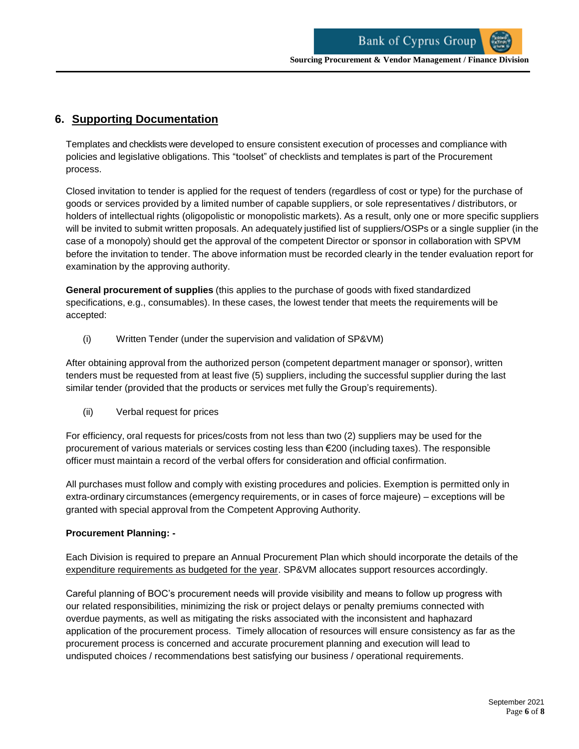## 6. Supporting Documentation

Templates and checklists were developed to ensure consistent execution of processes and compliance with policies and legislative obligations. This "toolset" of checklists and templates is part of the Procurement process.

Closed invitation to tender is applied for the request of tenders (regardless of cost or type) for the purchase of goods or services provided by a limited number of capable suppliers, or sole representatives / distributors, or holders of intellectual rights (oligopolistic or monopolistic markets). As a result, only one or more specific suppliers will be invited to submit written proposals. An adequately justified list of suppliers/OSPs or a single supplier (in the case of a monopoly) should get the approval of the competent Director or sponsor in collaboration with SPVM before the invitation to tender. The above information must be recorded clearly in the tender evaluation report for examination by the approving authority.

**General procurement of supplies** (this applies to the purchase of goods with fixed standardized specifications, e.g., consumables). In these cases, the lowest tender that meets the requirements will be accepted:

(i) Written Tender (under the supervision and validation of SP&VM)

After obtaining approval from the authorized person (competent department manager or sponsor), written tenders must be requested from at least five (5) suppliers, including the successful supplier during the last similar tender (provided that the products or services met fully the Group's requirements).

(ii) Verbal request for prices

For efficiency, oral requests for prices/costs from not less than two (2) suppliers may be used for the procurement of various materials or services costing less than €200 (including taxes). The responsible officer must maintain a record of the verbal offers for consideration and official confirmation.

All purchases must follow and comply with existing procedures and policies. Exemption is permitted only in extra-ordinary circumstances (emergency requirements, or in cases of force majeure) – exceptions will be granted with special approval from the Competent Approving Authority.

**Procurement Planning: -**

Each Division is required to prepare an Annual Procurement Plan which should incorporate the details of the expenditure requirements as budgeted for the year. SP&VM allocates support resources accordingly.

Careful planning of BOC's procurement needs will provide visibility and means to follow up progress with our related responsibilities, minimizing the risk or project delays or penalty premiums connected with overdue payments, as well as mitigating the risks associated with the inconsistent and haphazard application of the procurement process. Timely allocation of resources will ensure consistency as far as the procurement process is concerned and accurate procurement planning and execution will lead to undisputed choices / recommendations best satisfying our business / operational requirements.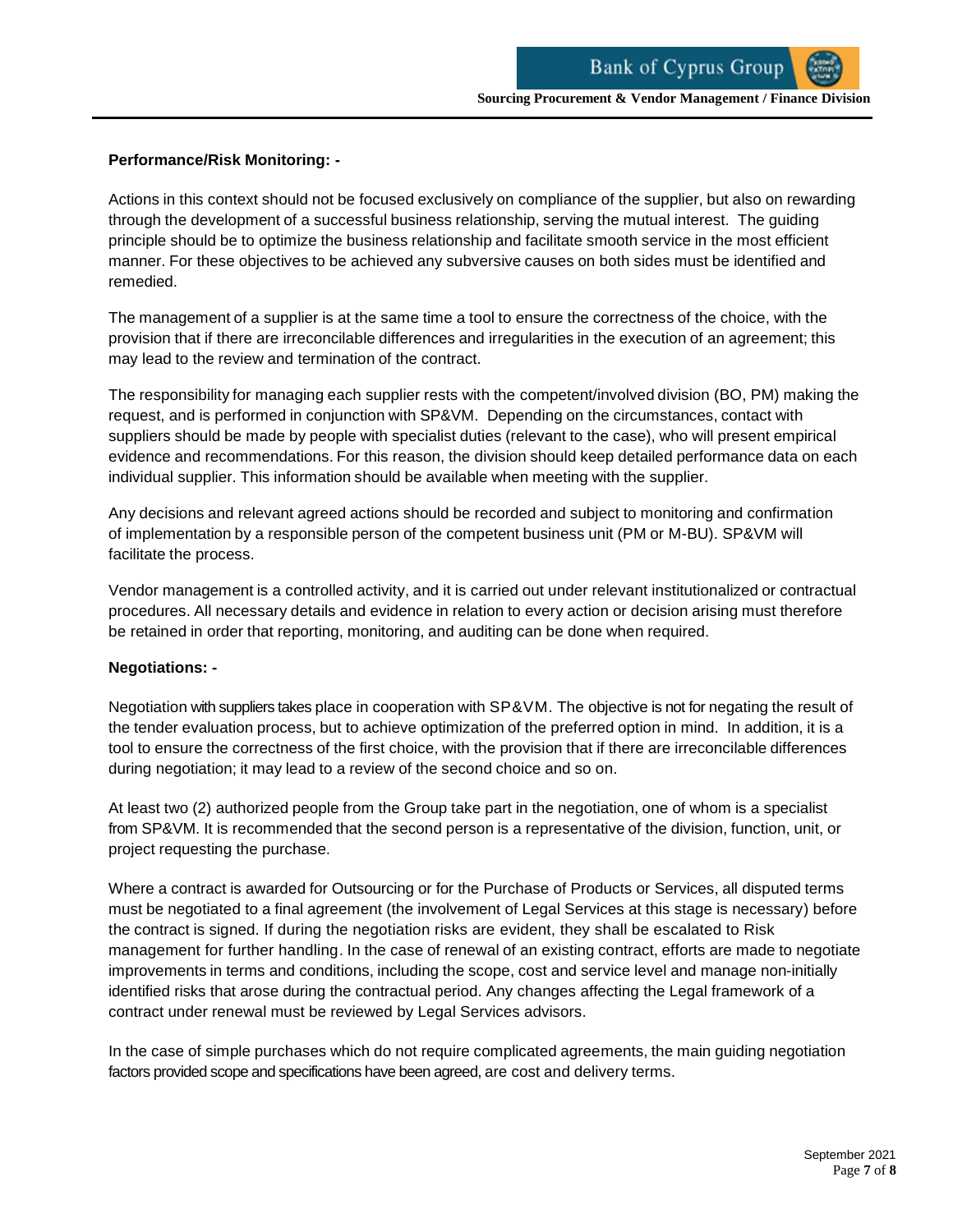**Performance/Risk Monitoring: -**

Actions in this context should not be focused exclusively on compliance of the supplier, but also on rewarding through the development of a successful business relationship, serving the mutual interest. The guiding principle should be to optimize the business relationship and facilitate smooth service in the most efficient manner. For these objectives to be achieved any subversive causes on both sides must be identified and remedied.

The management of a supplier is at the same time a tool to ensure the correctness of the choice, with the provision that if there are irreconcilable differences and irregularities in the execution of an agreement; this may lead to the review and termination of the contract.

The responsibility for managing each supplier rests with the competent/involved division (BO, PM) making the request, and is performed in conjunction with SP&VM. Depending on the circumstances, contact with suppliers should be made by people with specialist duties (relevant to the case), who will present empirical evidence and recommendations. For this reason, the division should keep detailed performance data on each individual supplier. This information should be available when meeting with the supplier.

Any decisions and relevant agreed actions should be recorded and subject to monitoring and confirmation of implementation by a responsible person of the competent business unit (PM or M-BU). SP&VM will facilitate the process.

Vendor management is a controlled activity, and it is carried out under relevant institutionalized or contractual procedures. All necessary details and evidence in relation to every action or decision arising must therefore be retained in order that reporting, monitoring, and auditing can be done when required.

**Negotiations: -**

Negotiation with suppliers takes place in cooperation with SP&VM. The objective is not for negating the result of the tender evaluation process, but to achieve optimization of the preferred option in mind. In addition, it is a tool to ensure the correctness of the first choice, with the provision that if there are irreconcilable differences during negotiation; it may lead to a review of the second choice and so on.

At least two (2) authorized people from the Group take part in the negotiation, one of whom is a specialist from SP&VM. It is recommended that the second person is a representative of the division, function, unit, or project requesting the purchase.

Where a contract is awarded for Outsourcing or for the Purchase of Products or Services, all disputed terms must be negotiated to a final agreement (the involvement of Legal Services at this stage is necessary) before the contract is signed. If during the negotiation risks are evident, they shall be escalated to Risk management for further handling. In the case of renewal of an existing contract, efforts are made to negotiate improvements in terms and conditions, including the scope, cost and service level and manage non-initially identified risks that arose during the contractual period. Any changes affecting the Legal framework of a contract under renewal must be reviewed by Legal Services advisors.

In the case of simple purchases which do not require complicated agreements, the main guiding negotiation factors provided scope and specifications have been agreed, are cost and delivery terms.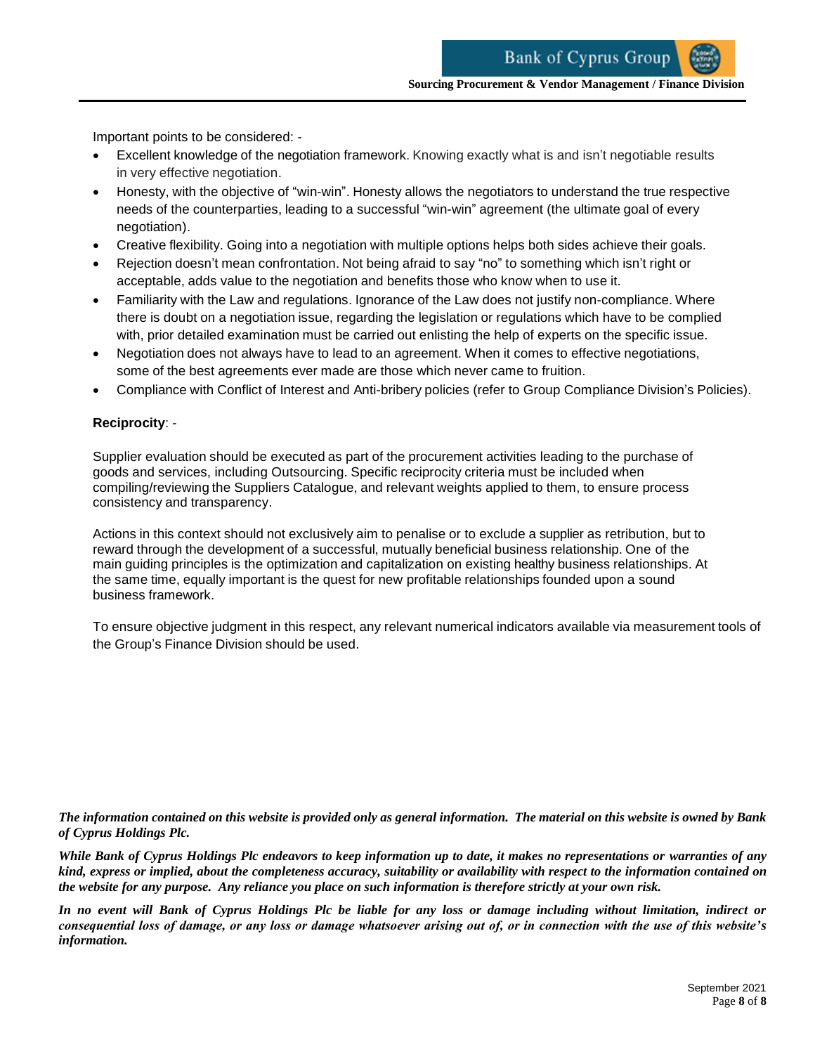Important points to be considered: -

- Excellent knowledge of the negotiation framework. Knowing exactly what is and isn't negotiable results in very effective negotiation.
- Honesty, with the objective of "win-win". Honesty allows the negotiators to understand the true respective needs of the counterparties, leading to a successful "win-win" agreement (the ultimate goal of every negotiation).
- Creative flexibility. Going into a negotiation with multiple options helps both sides achieve their goals.
- Rejection doesn't mean confrontation. Not being afraid to say "no" to something which isn't right or acceptable, adds value to the negotiation and benefits those who know when to use it.
- Familiarity with the Law and regulations. Ignorance of the Law does not justify non-compliance. Where there is doubt on a negotiation issue, regarding the legislation or regulations which have to be complied with, prior detailed examination must be carried out enlisting the help of experts on the specific issue.
- Negotiation does not always have to lead to an agreement. When it comes to effective negotiations, some of the best agreements ever made are those which never came to fruition.
- Compliance with Conflict of Interest and Anti-bribery policies (refer to Group Compliance Division's Policies).

**Reciprocity**: -

Supplier evaluation should be executed as part of the procurement activities leading to the purchase of goods and services, including Outsourcing. Specific reciprocity criteria must be included when compiling/reviewing the Suppliers Catalogue, and relevant weights applied to them, to ensure process consistency and transparency.

Actions in this context should not exclusively aim to penalise or to exclude a supplier as retribution, but to reward through the development of a successful, mutually beneficial business relationship. One of the main guiding principles is the optimization and capitalization on existing healthy business relationships. At the same time, equally important is the quest for new profitable relationships founded upon a sound business framework.

To ensure objective judgment in this respect, any relevant numerical indicators available via measurement tools of the Group's Finance Division should be used.

***The information contained on this website is provided only as general information. The material on this website is owned by Bank of Cyprus Holdings Plc.***

***While Bank of Cyprus Holdings Plc endeavors to keep information up to date, it makes no representations or warranties of any kind, express or implied, about the completeness accuracy, suitability or availability with respect to the information contained on the website for any purpose. Any reliance you place on such information is therefore strictly at your own risk.***

***In no event will Bank of Cyprus Holdings Plc be liable for any loss or damage including without limitation, indirect or consequential loss of damage, or any loss or damage whatsoever arising out of, or in connection with the use of this website's information.***

September 2021